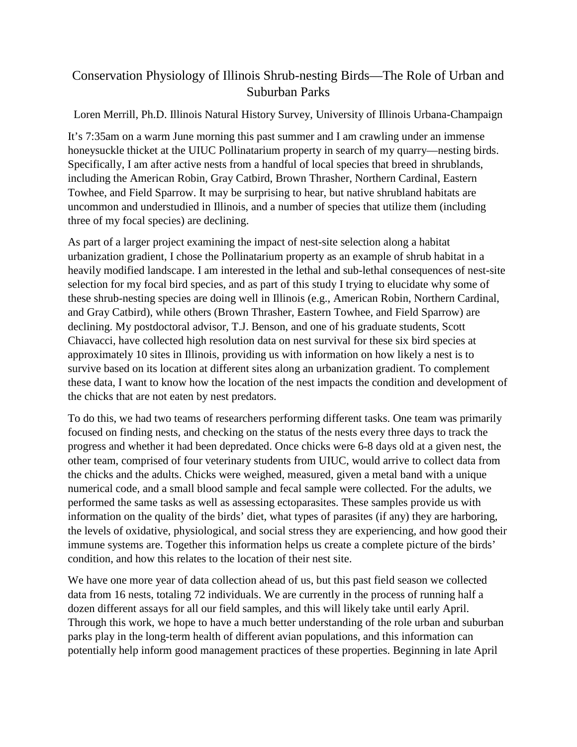# Conservation Physiology of Illinois Shrub-nesting Birds—The Role of Urban and Suburban Parks

Loren Merrill, Ph.D. Illinois Natural History Survey, University of Illinois Urbana-Champaign

It's 7:35am on a warm June morning this past summer and I am crawling under an immense honeysuckle thicket at the UIUC Pollinatarium property in search of my quarry—nesting birds. Specifically, I am after active nests from a handful of local species that breed in shrublands, including the American Robin, Gray Catbird, Brown Thrasher, Northern Cardinal, Eastern Towhee, and Field Sparrow. It may be surprising to hear, but native shrubland habitats are uncommon and understudied in Illinois, and a number of species that utilize them (including three of my focal species) are declining.

As part of a larger project examining the impact of nest-site selection along a habitat urbanization gradient, I chose the Pollinatarium property as an example of shrub habitat in a heavily modified landscape. I am interested in the lethal and sub-lethal consequences of nest-site selection for my focal bird species, and as part of this study I trying to elucidate why some of these shrub-nesting species are doing well in Illinois (e.g., American Robin, Northern Cardinal, and Gray Catbird), while others (Brown Thrasher, Eastern Towhee, and Field Sparrow) are declining. My postdoctoral advisor, T.J. Benson, and one of his graduate students, Scott Chiavacci, have collected high resolution data on nest survival for these six bird species at approximately 10 sites in Illinois, providing us with information on how likely a nest is to survive based on its location at different sites along an urbanization gradient. To complement these data, I want to know how the location of the nest impacts the condition and development of the chicks that are not eaten by nest predators.

To do this, we had two teams of researchers performing different tasks. One team was primarily focused on finding nests, and checking on the status of the nests every three days to track the progress and whether it had been depredated. Once chicks were 6-8 days old at a given nest, the other team, comprised of four veterinary students from UIUC, would arrive to collect data from the chicks and the adults. Chicks were weighed, measured, given a metal band with a unique numerical code, and a small blood sample and fecal sample were collected. For the adults, we performed the same tasks as well as assessing ectoparasites. These samples provide us with information on the quality of the birds' diet, what types of parasites (if any) they are harboring, the levels of oxidative, physiological, and social stress they are experiencing, and how good their immune systems are. Together this information helps us create a complete picture of the birds' condition, and how this relates to the location of their nest site.

We have one more year of data collection ahead of us, but this past field season we collected data from 16 nests, totaling 72 individuals. We are currently in the process of running half a dozen different assays for all our field samples, and this will likely take until early April. Through this work, we hope to have a much better understanding of the role urban and suburban parks play in the long-term health of different avian populations, and this information can potentially help inform good management practices of these properties. Beginning in late April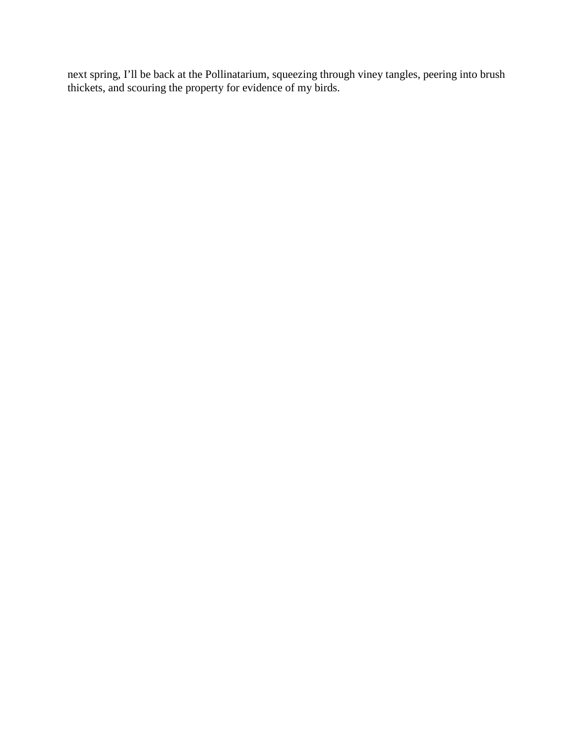next spring, I'll be back at the Pollinatarium, squeezing through viney tangles, peering into brush thickets, and scouring the property for evidence of my birds.